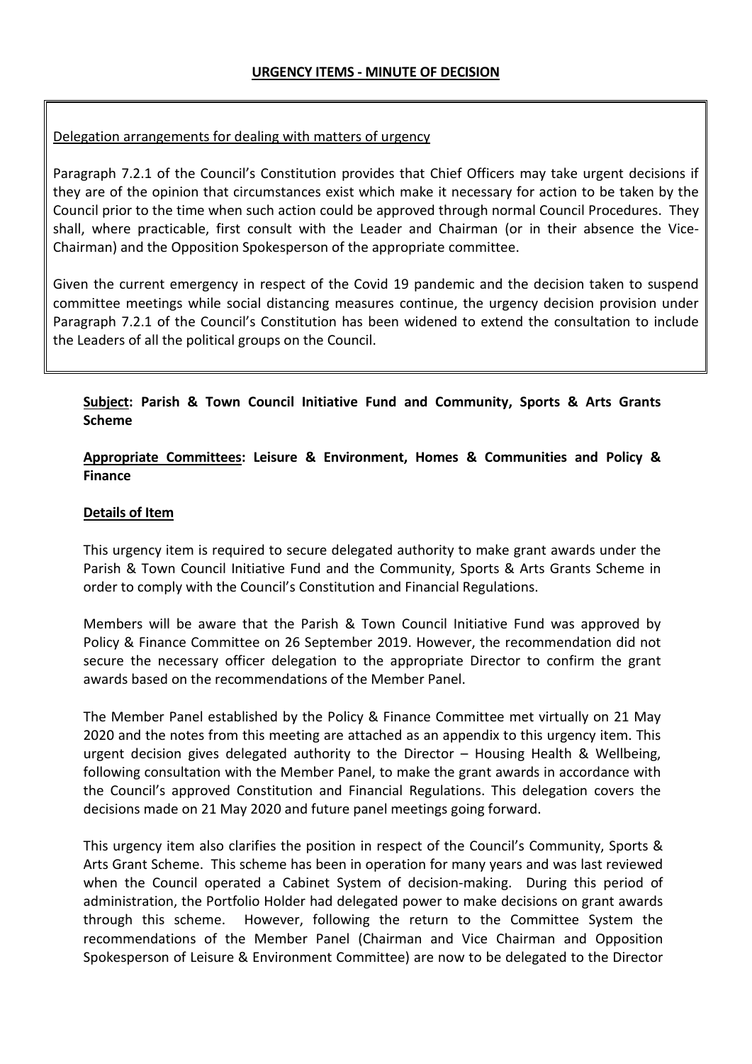## URGENCY ITEMS - MINUTE OF DECISION

Delegation arrangements for dealing with matters of urgency

Paragraph 7.2.1 of the Council's Constitution provides that Chief Officers may take urgent decisions if they are of the opinion that circumstances exist which make it necessary for action to be taken by the Council prior to the time when such action could be approved through normal Council Procedures. They shall, where practicable, first consult with the Leader and Chairman (or in their absence the Vice-Chairman) and the Opposition Spokesperson of the appropriate committee.

Given the current emergency in respect of the Covid 19 pandemic and the decision taken to suspend committee meetings while social distancing measures continue, the urgency decision provision under Paragraph 7.2.1 of the Council's Constitution has been widened to extend the consultation to include the Leaders of all the political groups on the Council.

**Subject: Parish & Town Council Initiative Fund and Community, Sports & Arts Grants Scheme**

**Appropriate Committees: Leisure & Environment, Homes & Communities and Policy & Finance**

**Details of Item**

This urgency item is required to secure delegated authority to make grant awards under the Parish & Town Council Initiative Fund and the Community, Sports & Arts Grants Scheme in order to comply with the Council's Constitution and Financial Regulations.

Members will be aware that the Parish & Town Council Initiative Fund was approved by Policy & Finance Committee on 26 September 2019. However, the recommendation did not secure the necessary officer delegation to the appropriate Director to confirm the grant awards based on the recommendations of the Member Panel.

The Member Panel established by the Policy & Finance Committee met virtually on 21 May 2020 and the notes from this meeting are attached as an appendix to this urgency item. This urgent decision gives delegated authority to the Director – Housing Health & Wellbeing, following consultation with the Member Panel, to make the grant awards in accordance with the Council's approved Constitution and Financial Regulations. This delegation covers the decisions made on 21 May 2020 and future panel meetings going forward.

This urgency item also clarifies the position in respect of the Council's Community, Sports & Arts Grant Scheme. This scheme has been in operation for many years and was last reviewed when the Council operated a Cabinet System of decision-making. During this period of administration, the Portfolio Holder had delegated power to make decisions on grant awards through this scheme. However, following the return to the Committee System the recommendations of the Member Panel (Chairman and Vice Chairman and Opposition Spokesperson of Leisure & Environment Committee) are now to be delegated to the Director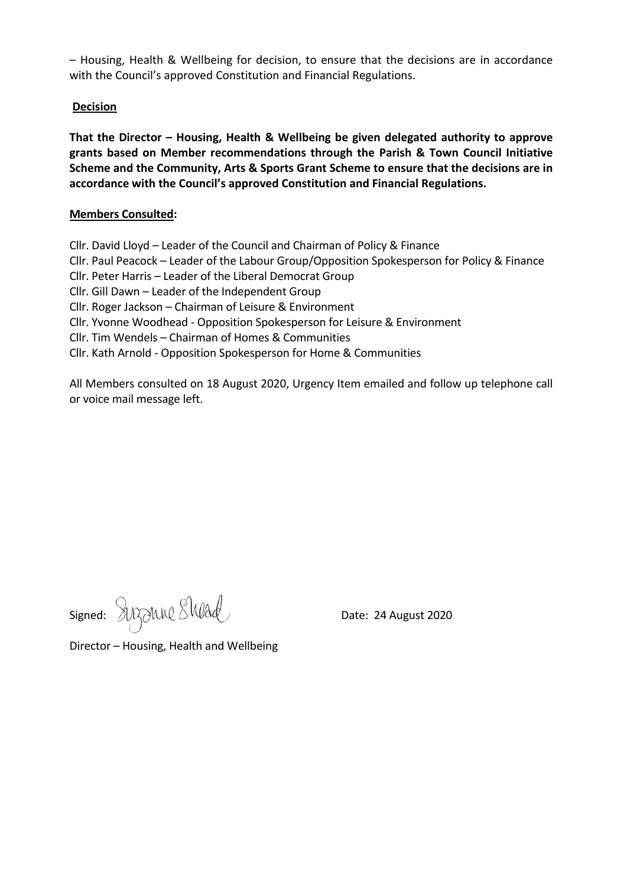– Housing, Health & Wellbeing for decision, to ensure that the decisions are in accordance with the Council's approved Constitution and Financial Regulations.

**Decision**

**That the Director – Housing, Health & Wellbeing be given delegated authority to approve grants based on Member recommendations through the Parish & Town Council Initiative Scheme and the Community, Arts & Sports Grant Scheme to ensure that the decisions are in accordance with the Council's approved Constitution and Financial Regulations.**

**Members Consulted:**

Cllr. David Lloyd – Leader of the Council and Chairman of Policy & Finance
Cllr. Paul Peacock – Leader of the Labour Group/Opposition Spokesperson for Policy & Finance
Cllr. Peter Harris – Leader of the Liberal Democrat Group
Cllr. Gill Dawn – Leader of the Independent Group
Cllr. Roger Jackson – Chairman of Leisure & Environment
Cllr. Yvonne Woodhead - Opposition Spokesperson for Leisure & Environment
Cllr. Tim Wendels – Chairman of Homes & Communities
Cllr. Kath Arnold - Opposition Spokesperson for Home & Communities

All Members consulted on 18 August 2020, Urgency Item emailed and follow up telephone call or voice mail message left.

Signed: Suzanne Shead Date: 24 August 2020

Director – Housing, Health and Wellbeing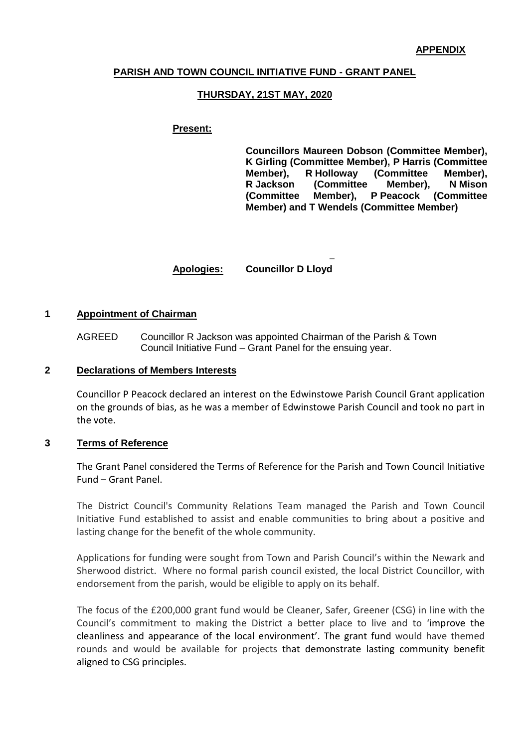**APPENDIX**

## PARISH AND TOWN COUNCIL INITIATIVE FUND - GRANT PANEL

### THURSDAY, 21ST MAY, 2020

**Present:**

**Councillors Maureen Dobson (Committee Member), K Girling (Committee Member), P Harris (Committee Member), R Holloway (Committee Member), R Jackson (Committee Member), N Mison (Committee Member), P Peacock (Committee Member) and T Wendels (Committee Member)**

**Apologies:** **Councillor D Lloyd**

### 1 Appointment of Chairman

AGREED Councillor R Jackson was appointed Chairman of the Parish & Town Council Initiative Fund – Grant Panel for the ensuing year.

### 2 Declarations of Members Interests

Councillor P Peacock declared an interest on the Edwinstowe Parish Council Grant application on the grounds of bias, as he was a member of Edwinstowe Parish Council and took no part in the vote.

### 3 Terms of Reference

The Grant Panel considered the Terms of Reference for the Parish and Town Council Initiative Fund – Grant Panel.

The District Council's Community Relations Team managed the Parish and Town Council Initiative Fund established to assist and enable communities to bring about a positive and lasting change for the benefit of the whole community.

Applications for funding were sought from Town and Parish Council's within the Newark and Sherwood district. Where no formal parish council existed, the local District Councillor, with endorsement from the parish, would be eligible to apply on its behalf.

The focus of the £200,000 grant fund would be Cleaner, Safer, Greener (CSG) in line with the Council's commitment to making the District a better place to live and to 'improve the cleanliness and appearance of the local environment'. The grant fund would have themed rounds and would be available for projects that demonstrate lasting community benefit aligned to CSG principles.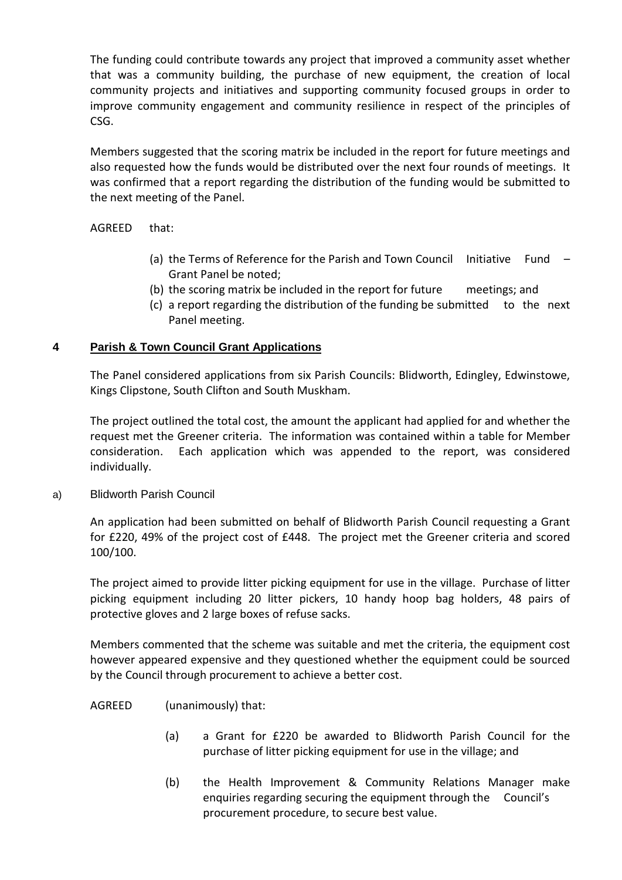The funding could contribute towards any project that improved a community asset whether that was a community building, the purchase of new equipment, the creation of local community projects and initiatives and supporting community focused groups in order to improve community engagement and community resilience in respect of the principles of CSG.

Members suggested that the scoring matrix be included in the report for future meetings and also requested how the funds would be distributed over the next four rounds of meetings. It was confirmed that a report regarding the distribution of the funding would be submitted to the next meeting of the Panel.

AGREED that:

(a) the Terms of Reference for the Parish and Town Council Initiative Fund – Grant Panel be noted;
(b) the scoring matrix be included in the report for future meetings; and
(c) a report regarding the distribution of the funding be submitted to the next Panel meeting.

## 4 Parish & Town Council Grant Applications

The Panel considered applications from six Parish Councils: Blidworth, Edingley, Edwinstowe, Kings Clipstone, South Clifton and South Muskham.

The project outlined the total cost, the amount the applicant had applied for and whether the request met the Greener criteria. The information was contained within a table for Member consideration. Each application which was appended to the report, was considered individually.

a) Blidworth Parish Council

An application had been submitted on behalf of Blidworth Parish Council requesting a Grant for £220, 49% of the project cost of £448. The project met the Greener criteria and scored 100/100.

The project aimed to provide litter picking equipment for use in the village. Purchase of litter picking equipment including 20 litter pickers, 10 handy hoop bag holders, 48 pairs of protective gloves and 2 large boxes of refuse sacks.

Members commented that the scheme was suitable and met the criteria, the equipment cost however appeared expensive and they questioned whether the equipment could be sourced by the Council through procurement to achieve a better cost.

AGREED (unanimously) that:

(a) a Grant for £220 be awarded to Blidworth Parish Council for the purchase of litter picking equipment for use in the village; and

(b) the Health Improvement & Community Relations Manager make enquiries regarding securing the equipment through the Council's procurement procedure, to secure best value.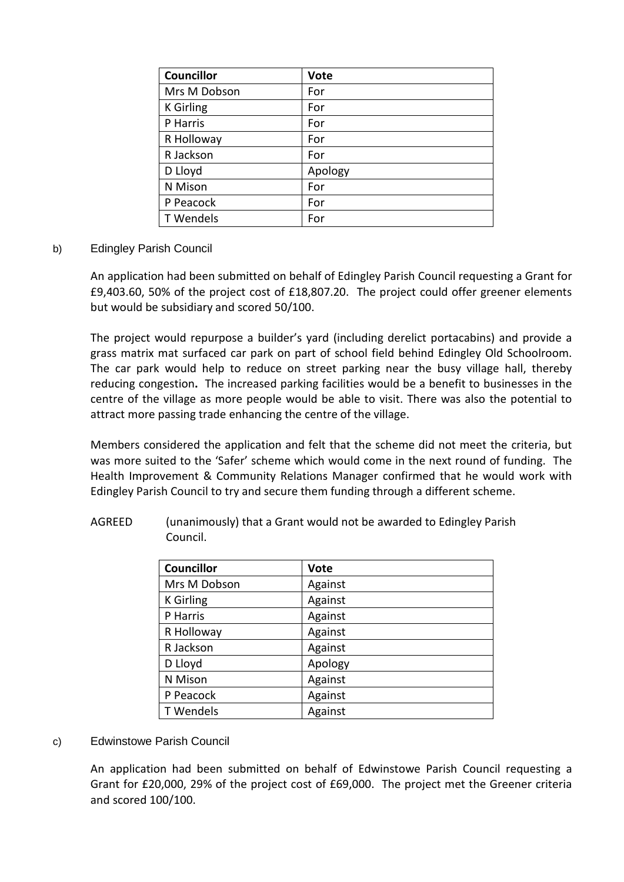| Councillor | Vote |
| --- | --- |
| Mrs M Dobson | For |
| K Girling | For |
| P Harris | For |
| R Holloway | For |
| R Jackson | For |
| D Lloyd | Apology |
| N Mison | For |
| P Peacock | For |
| T Wendels | For |

b) Edingley Parish Council

An application had been submitted on behalf of Edingley Parish Council requesting a Grant for £9,403.60, 50% of the project cost of £18,807.20. The project could offer greener elements but would be subsidiary and scored 50/100.

The project would repurpose a builder's yard (including derelict portacabins) and provide a grass matrix mat surfaced car park on part of school field behind Edingley Old Schoolroom. The car park would help to reduce on street parking near the busy village hall, thereby reducing congestion**.** The increased parking facilities would be a benefit to businesses in the centre of the village as more people would be able to visit. There was also the potential to attract more passing trade enhancing the centre of the village.

Members considered the application and felt that the scheme did not meet the criteria, but was more suited to the 'Safer' scheme which would come in the next round of funding. The Health Improvement & Community Relations Manager confirmed that he would work with Edingley Parish Council to try and secure them funding through a different scheme.

AGREED (unanimously) that a Grant would not be awarded to Edingley Parish Council.

| Councillor | Vote |
| --- | --- |
| Mrs M Dobson | Against |
| K Girling | Against |
| P Harris | Against |
| R Holloway | Against |
| R Jackson | Against |
| D Lloyd | Apology |
| N Mison | Against |
| P Peacock | Against |
| T Wendels | Against |

c) Edwinstowe Parish Council

An application had been submitted on behalf of Edwinstowe Parish Council requesting a Grant for £20,000, 29% of the project cost of £69,000. The project met the Greener criteria and scored 100/100.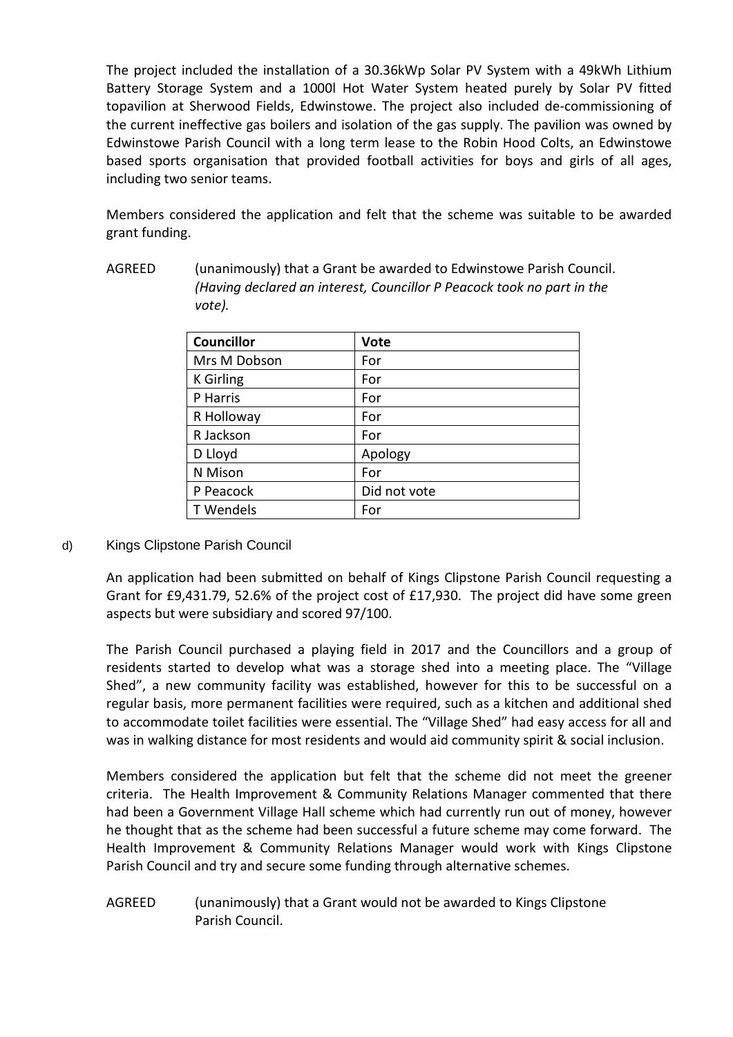The project included the installation of a 30.36kWp Solar PV System with a 49kWh Lithium Battery Storage System and a 1000l Hot Water System heated purely by Solar PV fitted topavilion at Sherwood Fields, Edwinstowe. The project also included de-commissioning of the current ineffective gas boilers and isolation of the gas supply. The pavilion was owned by Edwinstowe Parish Council with a long term lease to the Robin Hood Colts, an Edwinstowe based sports organisation that provided football activities for boys and girls of all ages, including two senior teams.

Members considered the application and felt that the scheme was suitable to be awarded grant funding.

AGREED (unanimously) that a Grant be awarded to Edwinstowe Parish Council. *(Having declared an interest, Councillor P Peacock took no part in the vote).*

| **Councillor** | **Vote** |
|---|---|
| Mrs M Dobson | For |
| K Girling | For |
| P Harris | For |
| R Holloway | For |
| R Jackson | For |
| D Lloyd | Apology |
| N Mison | For |
| P Peacock | Did not vote |
| T Wendels | For |

d) Kings Clipstone Parish Council

An application had been submitted on behalf of Kings Clipstone Parish Council requesting a Grant for £9,431.79, 52.6% of the project cost of £17,930. The project did have some green aspects but were subsidiary and scored 97/100.

The Parish Council purchased a playing field in 2017 and the Councillors and a group of residents started to develop what was a storage shed into a meeting place. The "Village Shed", a new community facility was established, however for this to be successful on a regular basis, more permanent facilities were required, such as a kitchen and additional shed to accommodate toilet facilities were essential. The "Village Shed" had easy access for all and was in walking distance for most residents and would aid community spirit & social inclusion.

Members considered the application but felt that the scheme did not meet the greener criteria. The Health Improvement & Community Relations Manager commented that there had been a Government Village Hall scheme which had currently run out of money, however he thought that as the scheme had been successful a future scheme may come forward. The Health Improvement & Community Relations Manager would work with Kings Clipstone Parish Council and try and secure some funding through alternative schemes.

AGREED (unanimously) that a Grant would not be awarded to Kings Clipstone Parish Council.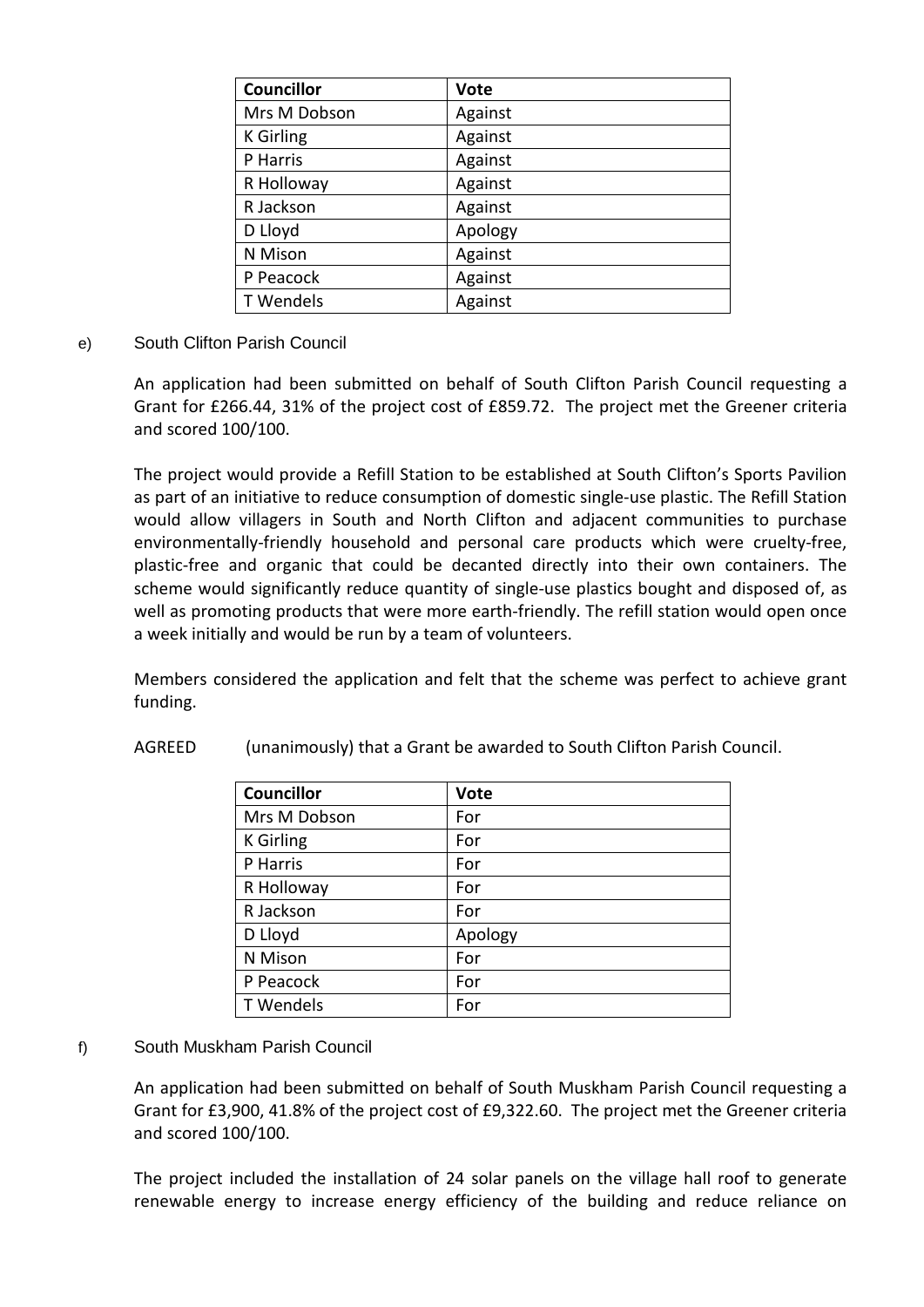| Councillor | Vote |
|---|---|
| Mrs M Dobson | Against |
| K Girling | Against |
| P Harris | Against |
| R Holloway | Against |
| R Jackson | Against |
| D Lloyd | Apology |
| N Mison | Against |
| P Peacock | Against |
| T Wendels | Against |

e) South Clifton Parish Council

An application had been submitted on behalf of South Clifton Parish Council requesting a Grant for £266.44, 31% of the project cost of £859.72. The project met the Greener criteria and scored 100/100.

The project would provide a Refill Station to be established at South Clifton's Sports Pavilion as part of an initiative to reduce consumption of domestic single-use plastic. The Refill Station would allow villagers in South and North Clifton and adjacent communities to purchase environmentally-friendly household and personal care products which were cruelty-free, plastic-free and organic that could be decanted directly into their own containers. The scheme would significantly reduce quantity of single-use plastics bought and disposed of, as well as promoting products that were more earth-friendly. The refill station would open once a week initially and would be run by a team of volunteers.

Members considered the application and felt that the scheme was perfect to achieve grant funding.

AGREED (unanimously) that a Grant be awarded to South Clifton Parish Council.

| Councillor | Vote |
|---|---|
| Mrs M Dobson | For |
| K Girling | For |
| P Harris | For |
| R Holloway | For |
| R Jackson | For |
| D Lloyd | Apology |
| N Mison | For |
| P Peacock | For |
| T Wendels | For |

f) South Muskham Parish Council

An application had been submitted on behalf of South Muskham Parish Council requesting a Grant for £3,900, 41.8% of the project cost of £9,322.60. The project met the Greener criteria and scored 100/100.

The project included the installation of 24 solar panels on the village hall roof to generate renewable energy to increase energy efficiency of the building and reduce reliance on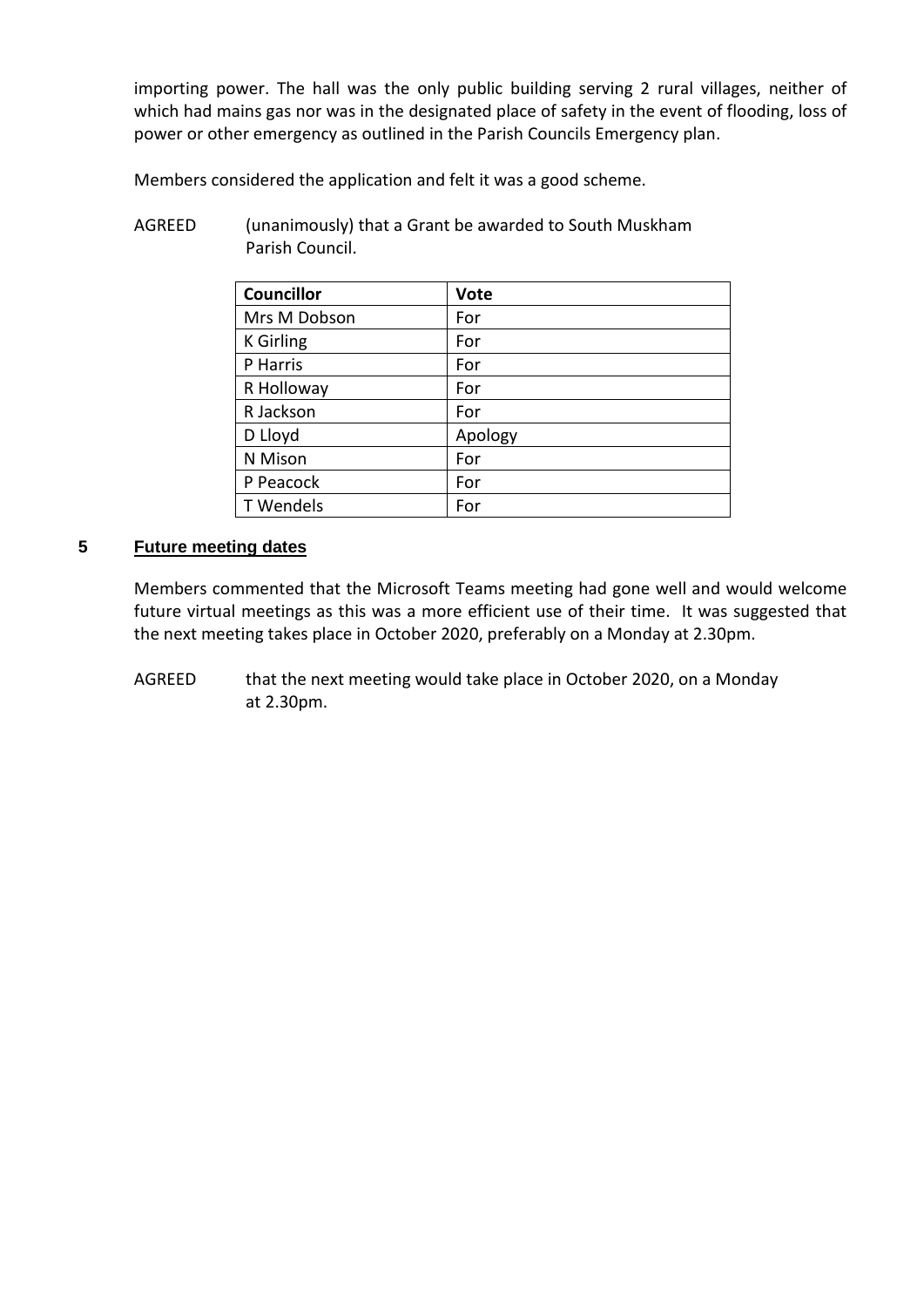importing power. The hall was the only public building serving 2 rural villages, neither of which had mains gas nor was in the designated place of safety in the event of flooding, loss of power or other emergency as outlined in the Parish Councils Emergency plan.

Members considered the application and felt it was a good scheme.

AGREED (unanimously) that a Grant be awarded to South Muskham Parish Council.

| Councillor | Vote |
|---|---|
| Mrs M Dobson | For |
| K Girling | For |
| P Harris | For |
| R Holloway | For |
| R Jackson | For |
| D Lloyd | Apology |
| N Mison | For |
| P Peacock | For |
| T Wendels | For |

## 5 Future meeting dates

Members commented that the Microsoft Teams meeting had gone well and would welcome future virtual meetings as this was a more efficient use of their time. It was suggested that the next meeting takes place in October 2020, preferably on a Monday at 2.30pm.

AGREED that the next meeting would take place in October 2020, on a Monday at 2.30pm.